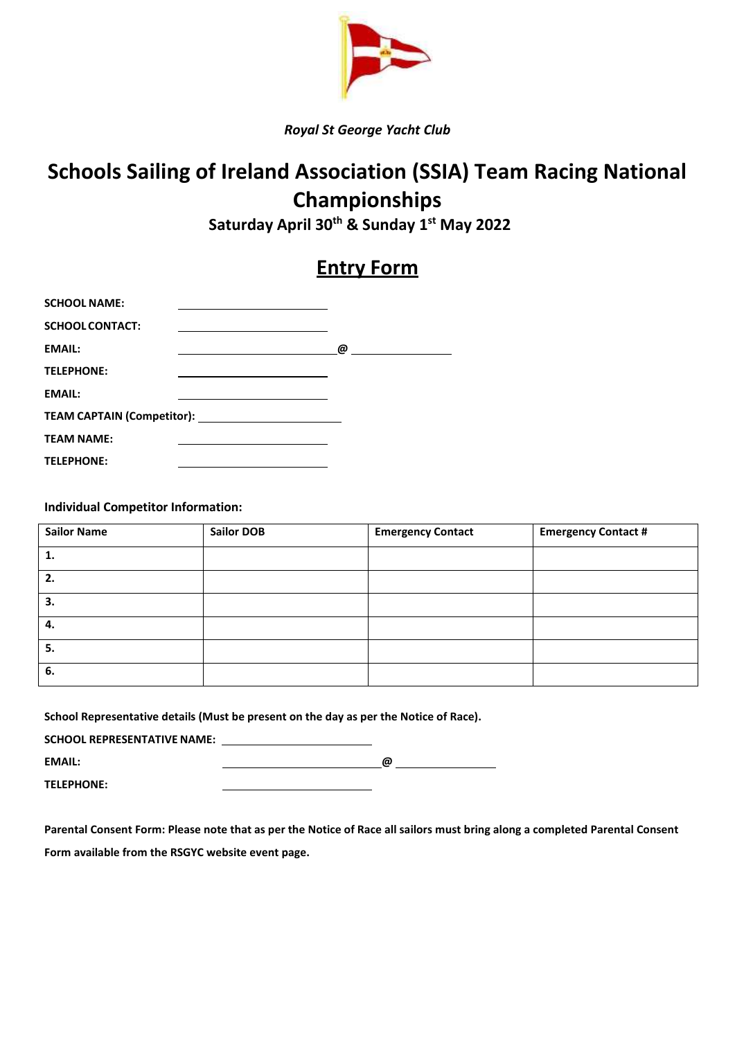*Royal St George Yacht Club*

# Schools Sailing of Ireland Association (SSIA) Team Racing National Championships

**Saturday April 30th & Sunday 1st May 2022**

## Entry Form

**SCHOOL NAME:** ____________________

**SCHOOL CONTACT:** ____________________

**EMAIL:** ____________________@ ______________

**TELEPHONE:** ____________________

**EMAIL:** ____________________

**TEAM CAPTAIN (Competitor):** ____________________

**TEAM NAME:** ____________________

**TELEPHONE:** ____________________

**Individual Competitor Information:**

| Sailor Name | Sailor DOB | Emergency Contact | Emergency Contact # |
|---|---|---|---|
| 1. | | | |
| 2. | | | |
| 3. | | | |
| 4. | | | |
| 5. | | | |
| 6. | | | |

**School Representative details (Must be present on the day as per the Notice of Race).**

**SCHOOL REPRESENTATIVE NAME:** ____________________

**EMAIL:** ____________________@ ______________

**TELEPHONE:** ____________________

**Parental Consent Form: Please note that as per the Notice of Race all sailors must bring along a completed Parental Consent Form available from the RSGYC website event page.**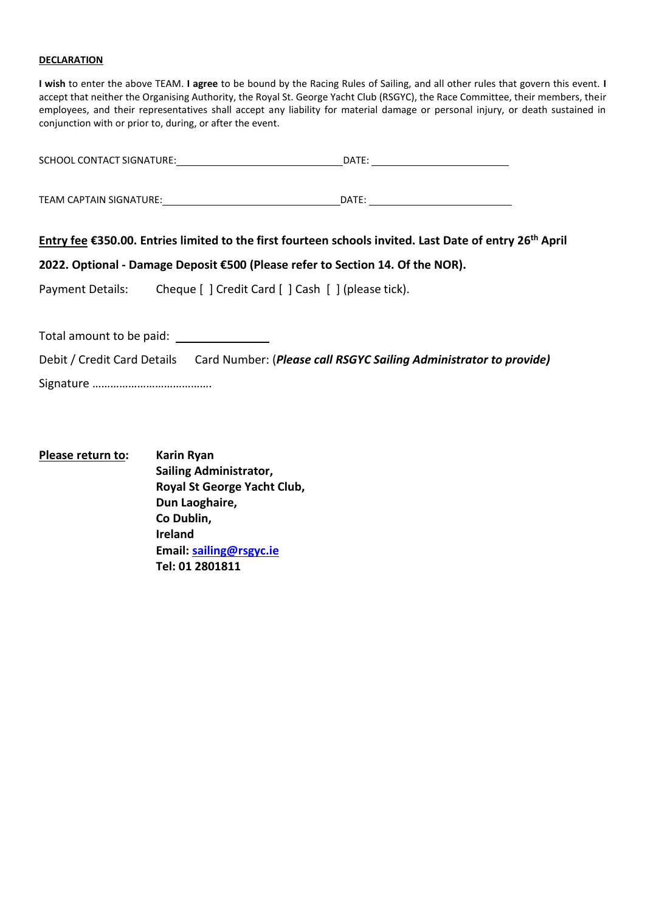**DECLARATION**

**I wish** to enter the above TEAM. **I agree** to be bound by the Racing Rules of Sailing, and all other rules that govern this event. **I** accept that neither the Organising Authority, the Royal St. George Yacht Club (RSGYC), the Race Committee, their members, their employees, and their representatives shall accept any liability for material damage or personal injury, or death sustained in conjunction with or prior to, during, or after the event.

SCHOOL CONTACT SIGNATURE:______________________________ DATE: ___________________________

TEAM CAPTAIN SIGNATURE:______________________________ DATE: ___________________________

**Entry fee €350.00. Entries limited to the first fourteen schools invited. Last Date of entry 26th April 2022. Optional - Damage Deposit €500 (Please refer to Section 14. Of the NOR).**

Payment Details: Cheque [ ] Credit Card [ ] Cash [ ] (please tick).

Total amount to be paid: _______________

Debit / Credit Card Details Card Number: (***Please call RSGYC Sailing Administrator to provide)***

Signature ………………………………….

**Please return to:** **Karin Ryan**
**Sailing Administrator,**
**Royal St George Yacht Club,**
**Dun Laoghaire,**
**Co Dublin,**
**Ireland**
**Email: sailing@rsgyc.ie**
**Tel: 01 2801811**